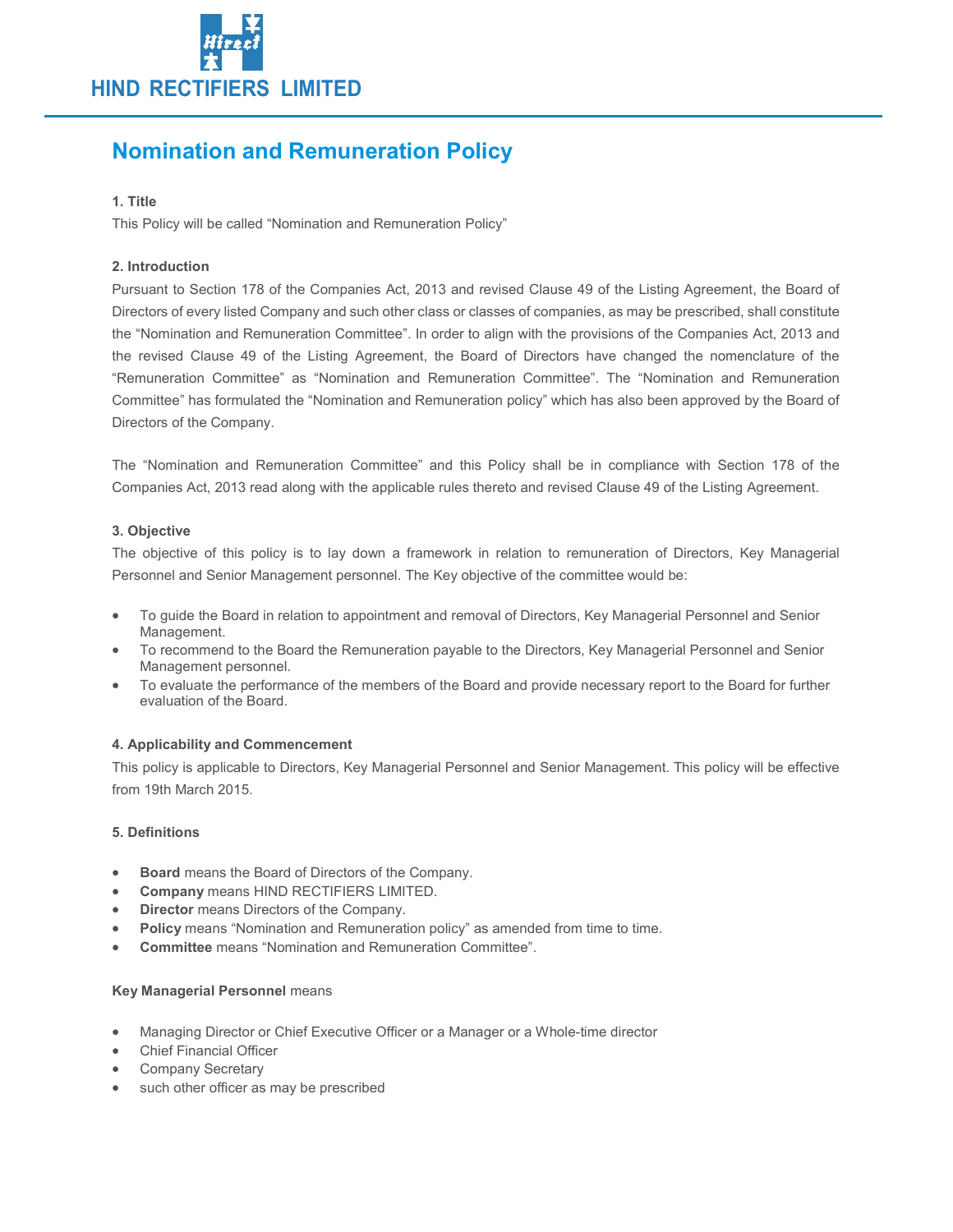# HIND RECTIFIERS LIMITED

## Nomination and Remuneration Policy

**1. Title**

This Policy will be called "Nomination and Remuneration Policy"

**2. Introduction**

Pursuant to Section 178 of the Companies Act, 2013 and revised Clause 49 of the Listing Agreement, the Board of Directors of every listed Company and such other class or classes of companies, as may be prescribed, shall constitute the "Nomination and Remuneration Committee". In order to align with the provisions of the Companies Act, 2013 and the revised Clause 49 of the Listing Agreement, the Board of Directors have changed the nomenclature of the "Remuneration Committee" as "Nomination and Remuneration Committee". The "Nomination and Remuneration Committee" has formulated the "Nomination and Remuneration policy" which has also been approved by the Board of Directors of the Company.

The "Nomination and Remuneration Committee" and this Policy shall be in compliance with Section 178 of the Companies Act, 2013 read along with the applicable rules thereto and revised Clause 49 of the Listing Agreement.

**3. Objective**

The objective of this policy is to lay down a framework in relation to remuneration of Directors, Key Managerial Personnel and Senior Management personnel. The Key objective of the committee would be:

- To guide the Board in relation to appointment and removal of Directors, Key Managerial Personnel and Senior Management.
- To recommend to the Board the Remuneration payable to the Directors, Key Managerial Personnel and Senior Management personnel.
- To evaluate the performance of the members of the Board and provide necessary report to the Board for further evaluation of the Board.

**4. Applicability and Commencement**

This policy is applicable to Directors, Key Managerial Personnel and Senior Management. This policy will be effective from 19th March 2015.

**5. Definitions**

- **Board** means the Board of Directors of the Company.
- **Company** means HIND RECTIFIERS LIMITED.
- **Director** means Directors of the Company.
- **Policy** means "Nomination and Remuneration policy" as amended from time to time.
- **Committee** means "Nomination and Remuneration Committee".

**Key Managerial Personnel** means

- Managing Director or Chief Executive Officer or a Manager or a Whole-time director
- Chief Financial Officer
- Company Secretary
- such other officer as may be prescribed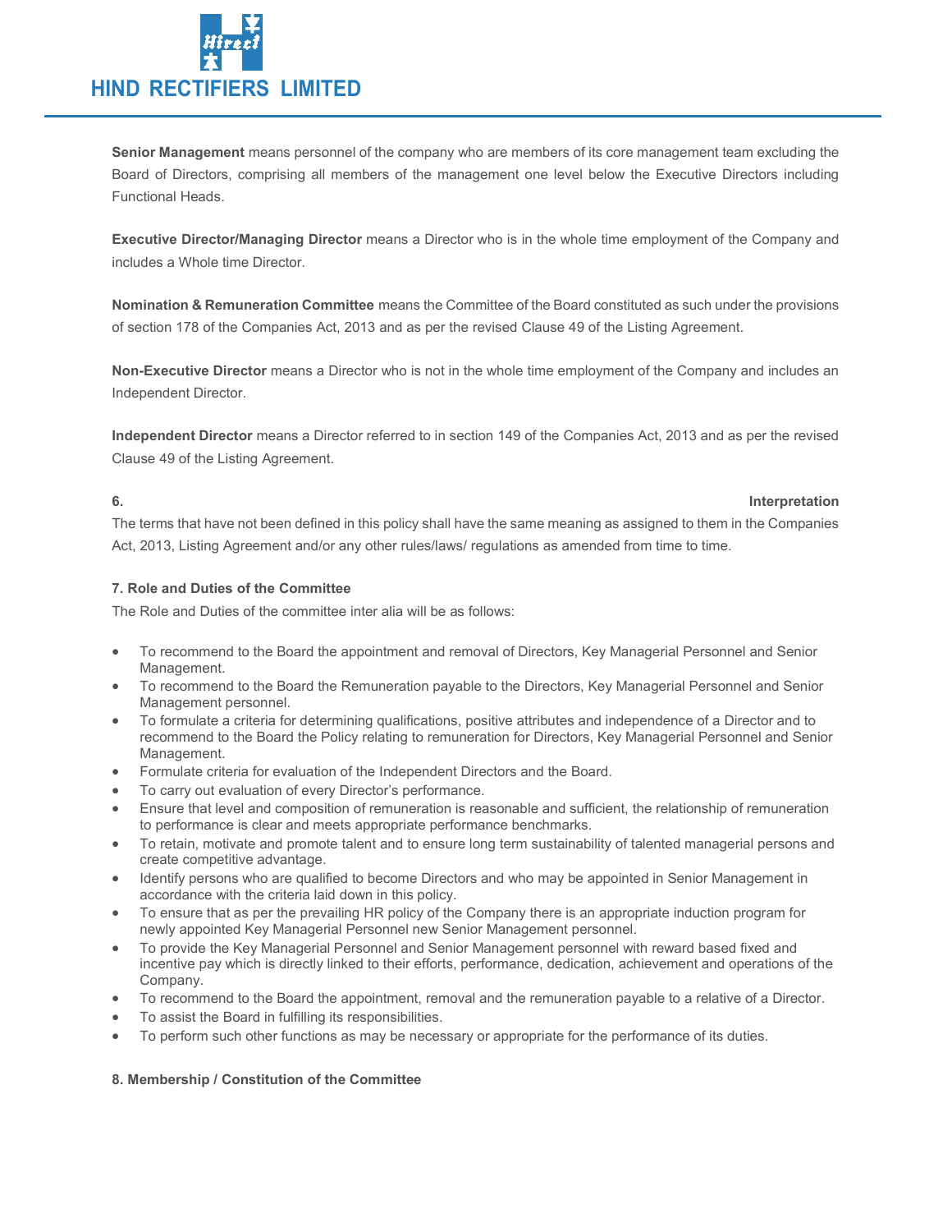**Senior Management** means personnel of the company who are members of its core management team excluding the Board of Directors, comprising all members of the management one level below the Executive Directors including Functional Heads.

**Executive Director/Managing Director** means a Director who is in the whole time employment of the Company and includes a Whole time Director.

**Nomination & Remuneration Committee** means the Committee of the Board constituted as such under the provisions of section 178 of the Companies Act, 2013 and as per the revised Clause 49 of the Listing Agreement.

**Non-Executive Director** means a Director who is not in the whole time employment of the Company and includes an Independent Director.

**Independent Director** means a Director referred to in section 149 of the Companies Act, 2013 and as per the revised Clause 49 of the Listing Agreement.

**6. Interpretation**

The terms that have not been defined in this policy shall have the same meaning as assigned to them in the Companies Act, 2013, Listing Agreement and/or any other rules/laws/ regulations as amended from time to time.

**7. Role and Duties of the Committee**

The Role and Duties of the committee inter alia will be as follows:

- To recommend to the Board the appointment and removal of Directors, Key Managerial Personnel and Senior Management.
- To recommend to the Board the Remuneration payable to the Directors, Key Managerial Personnel and Senior Management personnel.
- To formulate a criteria for determining qualifications, positive attributes and independence of a Director and to recommend to the Board the Policy relating to remuneration for Directors, Key Managerial Personnel and Senior Management.
- Formulate criteria for evaluation of the Independent Directors and the Board.
- To carry out evaluation of every Director's performance.
- Ensure that level and composition of remuneration is reasonable and sufficient, the relationship of remuneration to performance is clear and meets appropriate performance benchmarks.
- To retain, motivate and promote talent and to ensure long term sustainability of talented managerial persons and create competitive advantage.
- Identify persons who are qualified to become Directors and who may be appointed in Senior Management in accordance with the criteria laid down in this policy.
- To ensure that as per the prevailing HR policy of the Company there is an appropriate induction program for newly appointed Key Managerial Personnel new Senior Management personnel.
- To provide the Key Managerial Personnel and Senior Management personnel with reward based fixed and incentive pay which is directly linked to their efforts, performance, dedication, achievement and operations of the Company.
- To recommend to the Board the appointment, removal and the remuneration payable to a relative of a Director.
- To assist the Board in fulfilling its responsibilities.
- To perform such other functions as may be necessary or appropriate for the performance of its duties.

**8. Membership / Constitution of the Committee**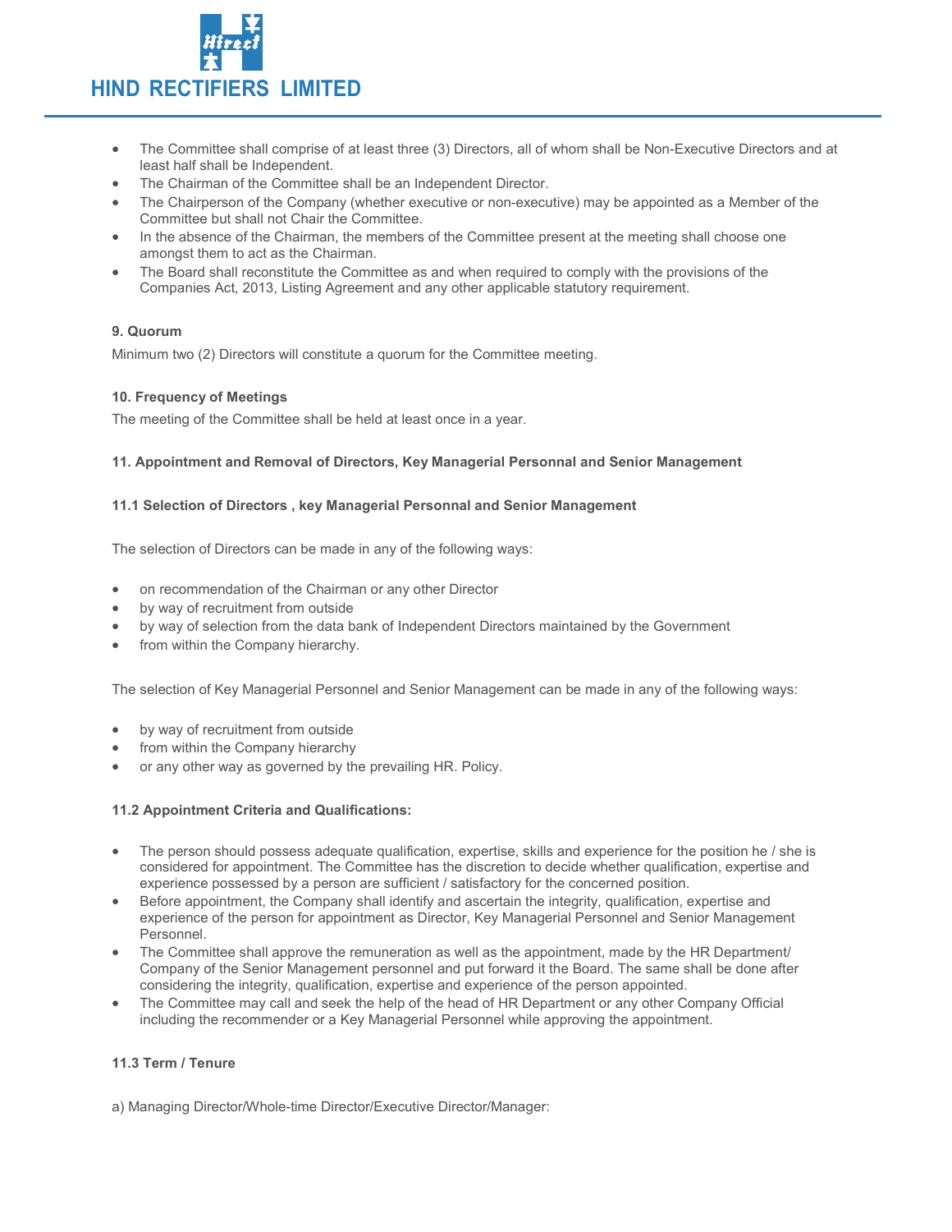- The Committee shall comprise of at least three (3) Directors, all of whom shall be Non-Executive Directors and at least half shall be Independent.
- The Chairman of the Committee shall be an Independent Director.
- The Chairperson of the Company (whether executive or non-executive) may be appointed as a Member of the Committee but shall not Chair the Committee.
- In the absence of the Chairman, the members of the Committee present at the meeting shall choose one amongst them to act as the Chairman.
- The Board shall reconstitute the Committee as and when required to comply with the provisions of the Companies Act, 2013, Listing Agreement and any other applicable statutory requirement.

**9. Quorum**

Minimum two (2) Directors will constitute a quorum for the Committee meeting.

**10. Frequency of Meetings**

The meeting of the Committee shall be held at least once in a year.

**11. Appointment and Removal of Directors, Key Managerial Personnal and Senior Management**

**11.1 Selection of Directors , key Managerial Personnal and Senior Management**

The selection of Directors can be made in any of the following ways:

- on recommendation of the Chairman or any other Director
- by way of recruitment from outside
- by way of selection from the data bank of Independent Directors maintained by the Government
- from within the Company hierarchy.

The selection of Key Managerial Personnel and Senior Management can be made in any of the following ways:

- by way of recruitment from outside
- from within the Company hierarchy
- or any other way as governed by the prevailing HR. Policy.

**11.2 Appointment Criteria and Qualifications:**

- The person should possess adequate qualification, expertise, skills and experience for the position he / she is considered for appointment. The Committee has the discretion to decide whether qualification, expertise and experience possessed by a person are sufficient / satisfactory for the concerned position.
- Before appointment, the Company shall identify and ascertain the integrity, qualification, expertise and experience of the person for appointment as Director, Key Managerial Personnel and Senior Management Personnel.
- The Committee shall approve the remuneration as well as the appointment, made by the HR Department/ Company of the Senior Management personnel and put forward it the Board. The same shall be done after considering the integrity, qualification, expertise and experience of the person appointed.
- The Committee may call and seek the help of the head of HR Department or any other Company Official including the recommender or a Key Managerial Personnel while approving the appointment.

**11.3 Term / Tenure**

a) Managing Director/Whole-time Director/Executive Director/Manager: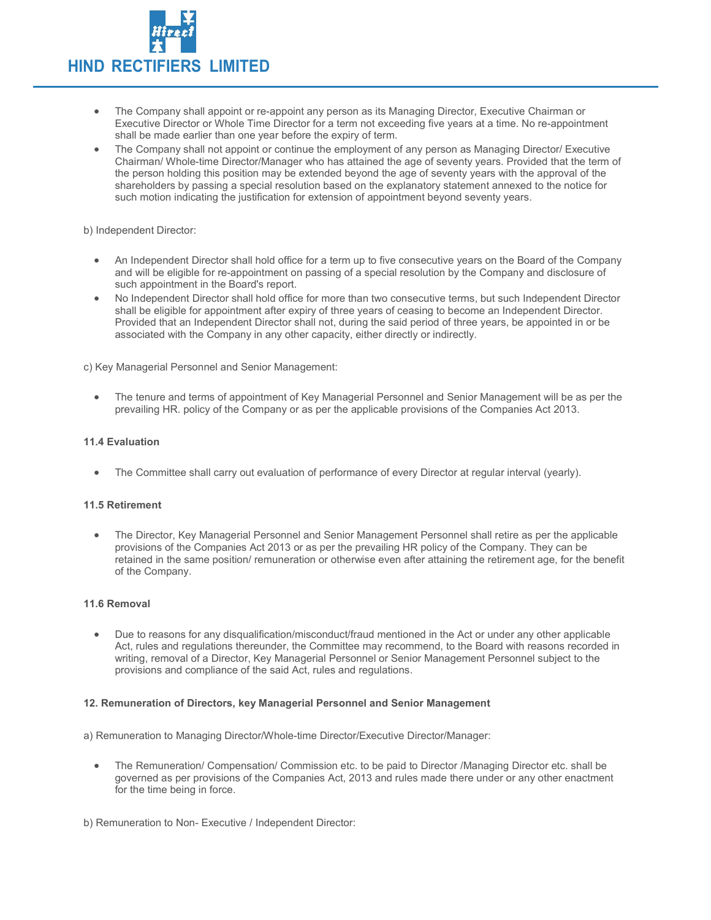- The Company shall appoint or re-appoint any person as its Managing Director, Executive Chairman or Executive Director or Whole Time Director for a term not exceeding five years at a time. No re-appointment shall be made earlier than one year before the expiry of term.
- The Company shall not appoint or continue the employment of any person as Managing Director/ Executive Chairman/ Whole-time Director/Manager who has attained the age of seventy years. Provided that the term of the person holding this position may be extended beyond the age of seventy years with the approval of the shareholders by passing a special resolution based on the explanatory statement annexed to the notice for such motion indicating the justification for extension of appointment beyond seventy years.

b) Independent Director:

- An Independent Director shall hold office for a term up to five consecutive years on the Board of the Company and will be eligible for re-appointment on passing of a special resolution by the Company and disclosure of such appointment in the Board's report.
- No Independent Director shall hold office for more than two consecutive terms, but such Independent Director shall be eligible for appointment after expiry of three years of ceasing to become an Independent Director. Provided that an Independent Director shall not, during the said period of three years, be appointed in or be associated with the Company in any other capacity, either directly or indirectly.

c) Key Managerial Personnel and Senior Management:

- The tenure and terms of appointment of Key Managerial Personnel and Senior Management will be as per the prevailing HR. policy of the Company or as per the applicable provisions of the Companies Act 2013.

**11.4 Evaluation**

- The Committee shall carry out evaluation of performance of every Director at regular interval (yearly).

**11.5 Retirement**

- The Director, Key Managerial Personnel and Senior Management Personnel shall retire as per the applicable provisions of the Companies Act 2013 or as per the prevailing HR policy of the Company. They can be retained in the same position/ remuneration or otherwise even after attaining the retirement age, for the benefit of the Company.

**11.6 Removal**

- Due to reasons for any disqualification/misconduct/fraud mentioned in the Act or under any other applicable Act, rules and regulations thereunder, the Committee may recommend, to the Board with reasons recorded in writing, removal of a Director, Key Managerial Personnel or Senior Management Personnel subject to the provisions and compliance of the said Act, rules and regulations.

**12. Remuneration of Directors, key Managerial Personnel and Senior Management**

a) Remuneration to Managing Director/Whole-time Director/Executive Director/Manager:

- The Remuneration/ Compensation/ Commission etc. to be paid to Director /Managing Director etc. shall be governed as per provisions of the Companies Act, 2013 and rules made there under or any other enactment for the time being in force.

b) Remuneration to Non- Executive / Independent Director: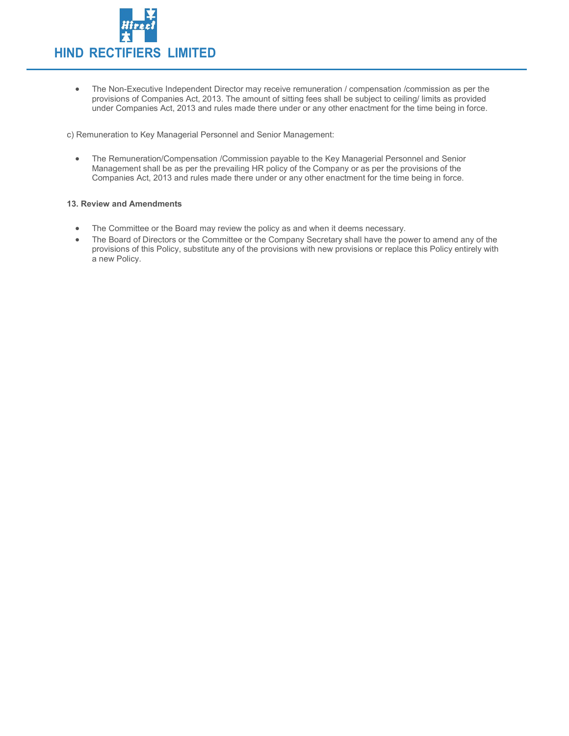- The Non-Executive Independent Director may receive remuneration / compensation /commission as per the provisions of Companies Act, 2013. The amount of sitting fees shall be subject to ceiling/ limits as provided under Companies Act, 2013 and rules made there under or any other enactment for the time being in force.

c) Remuneration to Key Managerial Personnel and Senior Management:

- The Remuneration/Compensation /Commission payable to the Key Managerial Personnel and Senior Management shall be as per the prevailing HR policy of the Company or as per the provisions of the Companies Act, 2013 and rules made there under or any other enactment for the time being in force.

**13. Review and Amendments**

- The Committee or the Board may review the policy as and when it deems necessary.
- The Board of Directors or the Committee or the Company Secretary shall have the power to amend any of the provisions of this Policy, substitute any of the provisions with new provisions or replace this Policy entirely with a new Policy.